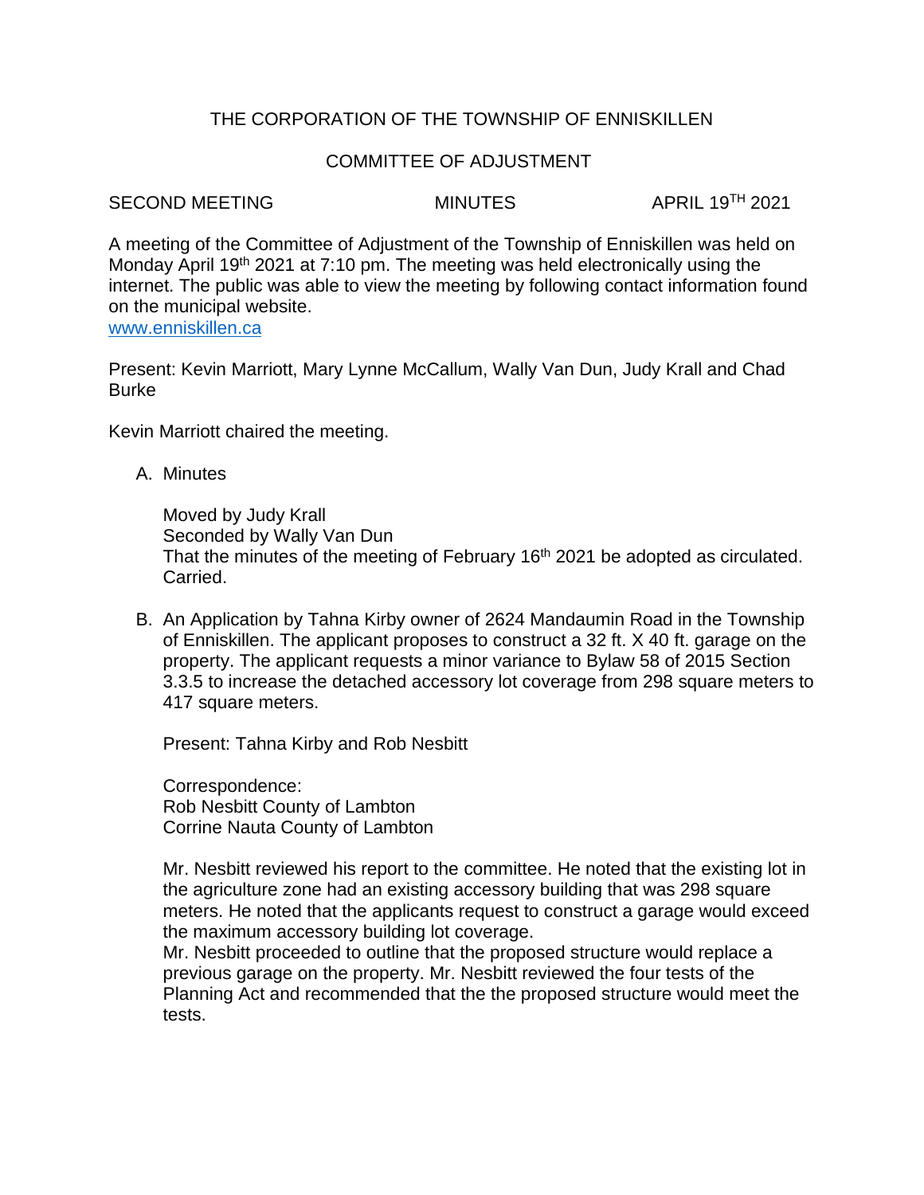THE CORPORATION OF THE TOWNSHIP OF ENNISKILLEN

COMMITTEE OF ADJUSTMENT

SECOND MEETING MINUTES APRIL 19TH 2021

A meeting of the Committee of Adjustment of the Township of Enniskillen was held on Monday April 19th 2021 at 7:10 pm. The meeting was held electronically using the internet. The public was able to view the meeting by following contact information found on the municipal website.
www.enniskillen.ca

Present: Kevin Marriott, Mary Lynne McCallum, Wally Van Dun, Judy Krall and Chad Burke

Kevin Marriott chaired the meeting.

A. Minutes

   Moved by Judy Krall
   Seconded by Wally Van Dun
   That the minutes of the meeting of February 16th 2021 be adopted as circulated. Carried.

B. An Application by Tahna Kirby owner of 2624 Mandaumin Road in the Township of Enniskillen. The applicant proposes to construct a 32 ft. X 40 ft. garage on the property. The applicant requests a minor variance to Bylaw 58 of 2015 Section 3.3.5 to increase the detached accessory lot coverage from 298 square meters to 417 square meters.

   Present: Tahna Kirby and Rob Nesbitt

   Correspondence:
   Rob Nesbitt County of Lambton
   Corrine Nauta County of Lambton

   Mr. Nesbitt reviewed his report to the committee. He noted that the existing lot in the agriculture zone had an existing accessory building that was 298 square meters. He noted that the applicants request to construct a garage would exceed the maximum accessory building lot coverage.
   Mr. Nesbitt proceeded to outline that the proposed structure would replace a previous garage on the property. Mr. Nesbitt reviewed the four tests of the Planning Act and recommended that the the proposed structure would meet the tests.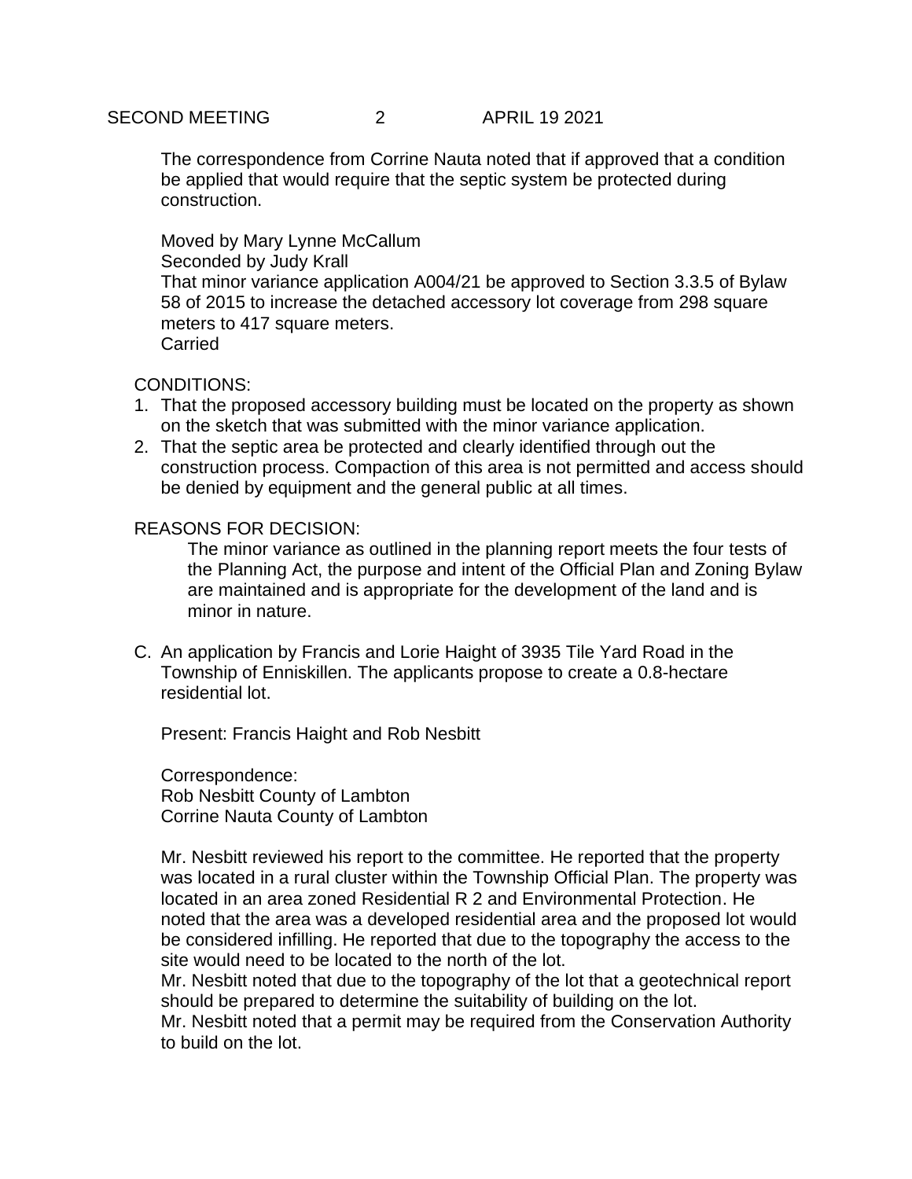The correspondence from Corrine Nauta noted that if approved that a condition be applied that would require that the septic system be protected during construction.

Moved by Mary Lynne McCallum
Seconded by Judy Krall
That minor variance application A004/21 be approved to Section 3.3.5 of Bylaw 58 of 2015 to increase the detached accessory lot coverage from 298 square meters to 417 square meters.
Carried

CONDITIONS:

1. That the proposed accessory building must be located on the property as shown on the sketch that was submitted with the minor variance application.
2. That the septic area be protected and clearly identified through out the construction process. Compaction of this area is not permitted and access should be denied by equipment and the general public at all times.

REASONS FOR DECISION:

The minor variance as outlined in the planning report meets the four tests of the Planning Act, the purpose and intent of the Official Plan and Zoning Bylaw are maintained and is appropriate for the development of the land and is minor in nature.

C. An application by Francis and Lorie Haight of 3935 Tile Yard Road in the Township of Enniskillen. The applicants propose to create a 0.8-hectare residential lot.

Present: Francis Haight and Rob Nesbitt

Correspondence:
Rob Nesbitt County of Lambton
Corrine Nauta County of Lambton

Mr. Nesbitt reviewed his report to the committee. He reported that the property was located in a rural cluster within the Township Official Plan. The property was located in an area zoned Residential R 2 and Environmental Protection. He noted that the area was a developed residential area and the proposed lot would be considered infilling. He reported that due to the topography the access to the site would need to be located to the north of the lot.
Mr. Nesbitt noted that due to the topography of the lot that a geotechnical report should be prepared to determine the suitability of building on the lot.
Mr. Nesbitt noted that a permit may be required from the Conservation Authority to build on the lot.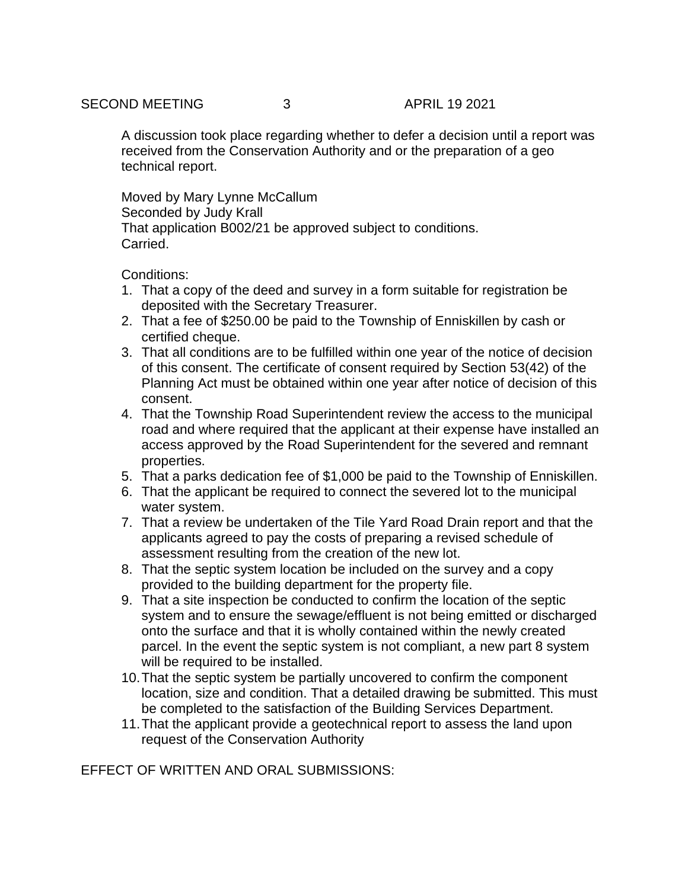A discussion took place regarding whether to defer a decision until a report was received from the Conservation Authority and or the preparation of a geo technical report.

Moved by Mary Lynne McCallum
Seconded by Judy Krall
That application B002/21 be approved subject to conditions.
Carried.

Conditions:

1. That a copy of the deed and survey in a form suitable for registration be deposited with the Secretary Treasurer.
2. That a fee of $250.00 be paid to the Township of Enniskillen by cash or certified cheque.
3. That all conditions are to be fulfilled within one year of the notice of decision of this consent. The certificate of consent required by Section 53(42) of the Planning Act must be obtained within one year after notice of decision of this consent.
4. That the Township Road Superintendent review the access to the municipal road and where required that the applicant at their expense have installed an access approved by the Road Superintendent for the severed and remnant properties.
5. That a parks dedication fee of $1,000 be paid to the Township of Enniskillen.
6. That the applicant be required to connect the severed lot to the municipal water system.
7. That a review be undertaken of the Tile Yard Road Drain report and that the applicants agreed to pay the costs of preparing a revised schedule of assessment resulting from the creation of the new lot.
8. That the septic system location be included on the survey and a copy provided to the building department for the property file.
9. That a site inspection be conducted to confirm the location of the septic system and to ensure the sewage/effluent is not being emitted or discharged onto the surface and that it is wholly contained within the newly created parcel. In the event the septic system is not compliant, a new part 8 system will be required to be installed.
10. That the septic system be partially uncovered to confirm the component location, size and condition. That a detailed drawing be submitted. This must be completed to the satisfaction of the Building Services Department.
11. That the applicant provide a geotechnical report to assess the land upon request of the Conservation Authority

EFFECT OF WRITTEN AND ORAL SUBMISSIONS: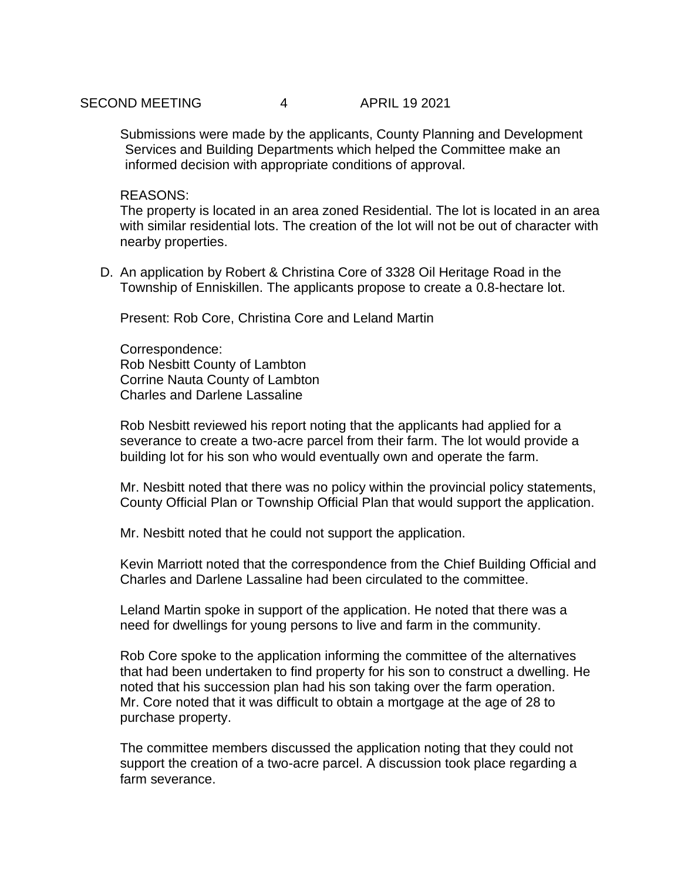Submissions were made by the applicants, County Planning and Development Services and Building Departments which helped the Committee make an informed decision with appropriate conditions of approval.

REASONS:
The property is located in an area zoned Residential. The lot is located in an area with similar residential lots. The creation of the lot will not be out of character with nearby properties.

D. An application by Robert & Christina Core of 3328 Oil Heritage Road in the Township of Enniskillen. The applicants propose to create a 0.8-hectare lot.

   Present: Rob Core, Christina Core and Leland Martin

   Correspondence:
   Rob Nesbitt County of Lambton
   Corrine Nauta County of Lambton
   Charles and Darlene Lassaline

   Rob Nesbitt reviewed his report noting that the applicants had applied for a severance to create a two-acre parcel from their farm. The lot would provide a building lot for his son who would eventually own and operate the farm.

   Mr. Nesbitt noted that there was no policy within the provincial policy statements, County Official Plan or Township Official Plan that would support the application.

   Mr. Nesbitt noted that he could not support the application.

   Kevin Marriott noted that the correspondence from the Chief Building Official and Charles and Darlene Lassaline had been circulated to the committee.

   Leland Martin spoke in support of the application. He noted that there was a need for dwellings for young persons to live and farm in the community.

   Rob Core spoke to the application informing the committee of the alternatives that had been undertaken to find property for his son to construct a dwelling. He noted that his succession plan had his son taking over the farm operation. Mr. Core noted that it was difficult to obtain a mortgage at the age of 28 to purchase property.

   The committee members discussed the application noting that they could not support the creation of a two-acre parcel. A discussion took place regarding a farm severance.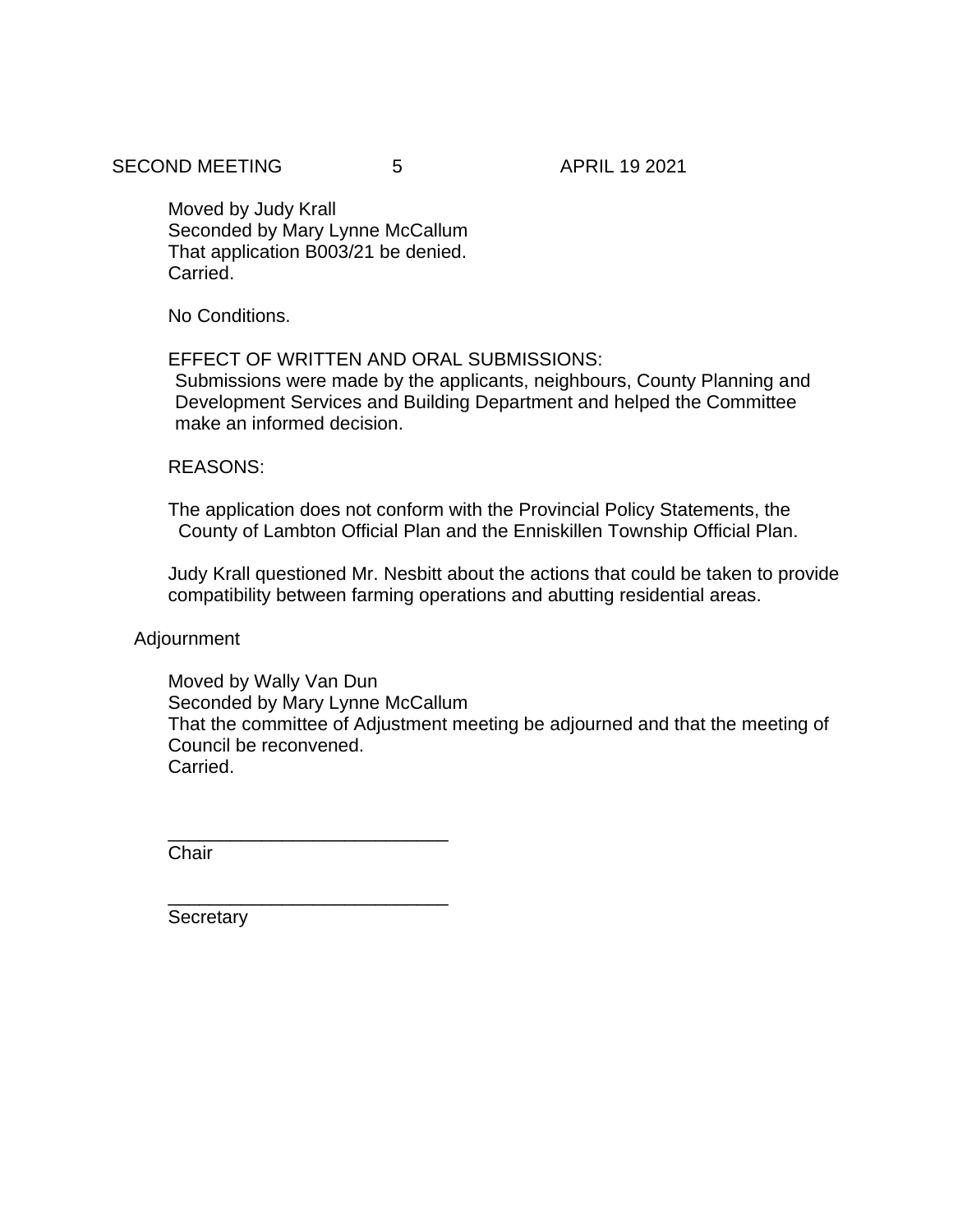Moved by Judy Krall
Seconded by Mary Lynne McCallum
That application B003/21 be denied.
Carried.

No Conditions.

EFFECT OF WRITTEN AND ORAL SUBMISSIONS:
Submissions were made by the applicants, neighbours, County Planning and Development Services and Building Department and helped the Committee make an informed decision.

REASONS:

The application does not conform with the Provincial Policy Statements, the County of Lambton Official Plan and the Enniskillen Township Official Plan.

Judy Krall questioned Mr. Nesbitt about the actions that could be taken to provide compatibility between farming operations and abutting residential areas.

## Adjournment

Moved by Wally Van Dun
Seconded by Mary Lynne McCallum
That the committee of Adjustment meeting be adjourned and that the meeting of Council be reconvened.
Carried.

___________________________
Chair

___________________________
Secretary